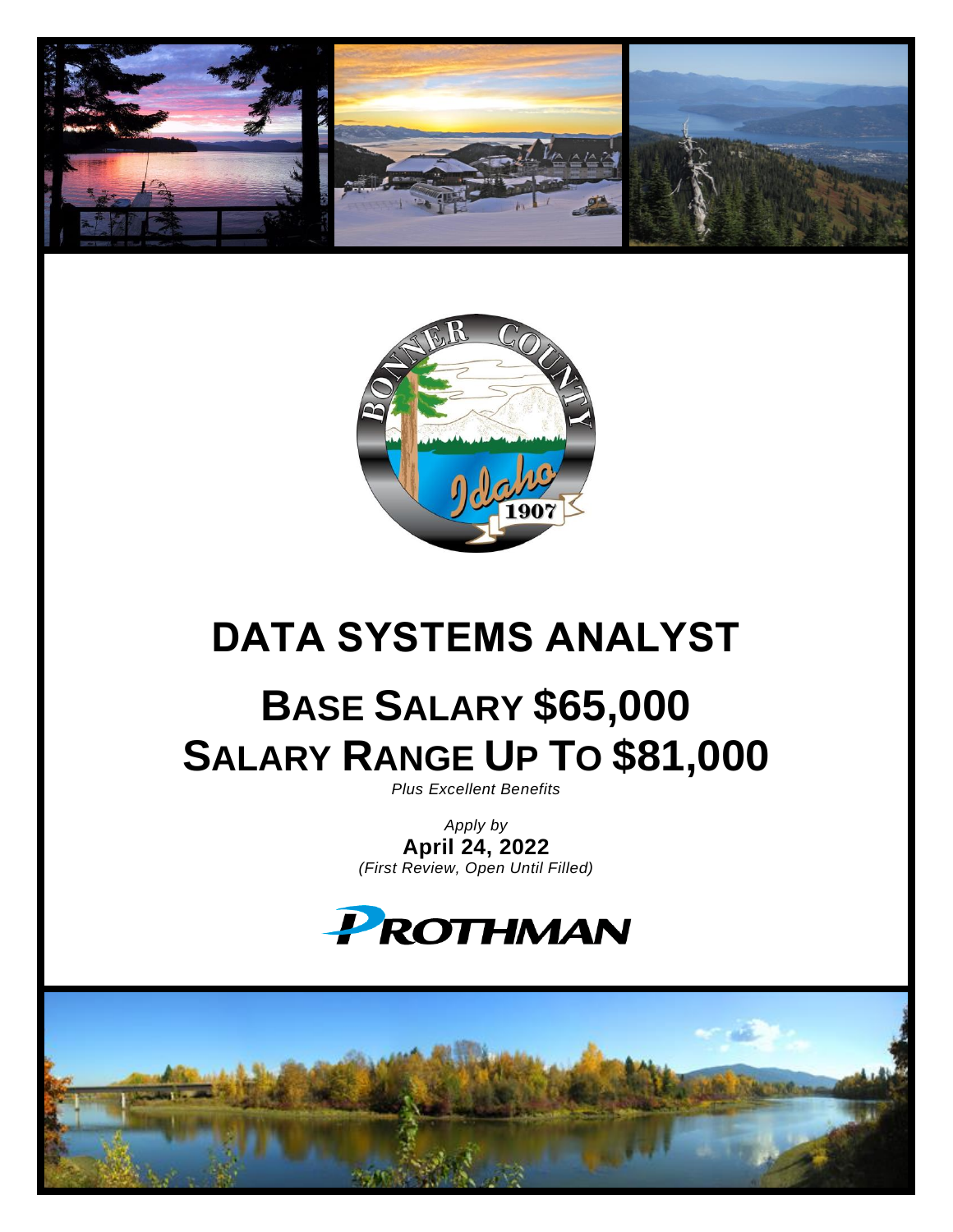# DATA SYSTEMS ANALYST

## BASE SALARY $65,000
## SALARY RANGE UP TO $81,000

*Plus Excellent Benefits*

*Apply by*
**April 24, 2022**
*(First Review, Open Until Filled)*

PROTHMAN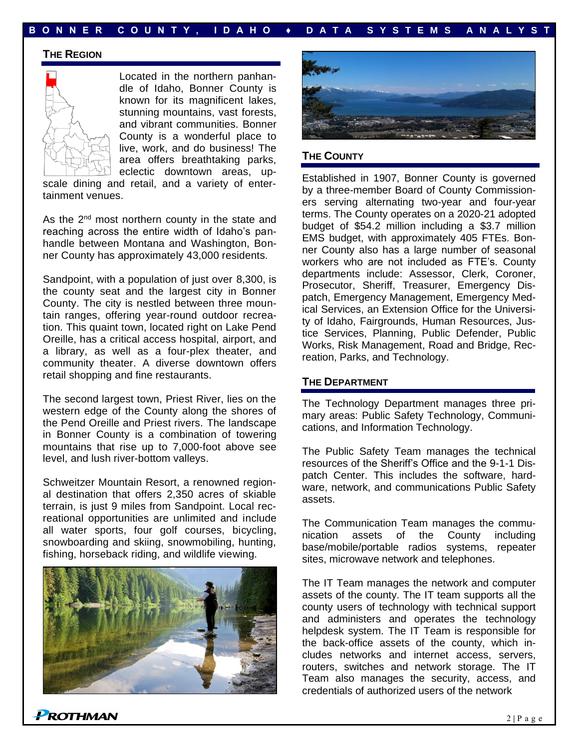## THE REGION

Located in the northern panhandle of Idaho, Bonner County is known for its magnificent lakes, stunning mountains, vast forests, and vibrant communities. Bonner County is a wonderful place to live, work, and do business! The area offers breathtaking parks, eclectic downtown areas, upscale dining and retail, and a variety of entertainment venues.

As the 2nd most northern county in the state and reaching across the entire width of Idaho's panhandle between Montana and Washington, Bonner County has approximately 43,000 residents.

Sandpoint, with a population of just over 8,300, is the county seat and the largest city in Bonner County. The city is nestled between three mountain ranges, offering year-round outdoor recreation. This quaint town, located right on Lake Pend Oreille, has a critical access hospital, airport, and a library, as well as a four-plex theater, and community theater. A diverse downtown offers retail shopping and fine restaurants.

The second largest town, Priest River, lies on the western edge of the County along the shores of the Pend Oreille and Priest rivers. The landscape in Bonner County is a combination of towering mountains that rise up to 7,000-foot above see level, and lush river-bottom valleys.

Schweitzer Mountain Resort, a renowned regional destination that offers 2,350 acres of skiable terrain, is just 9 miles from Sandpoint. Local recreational opportunities are unlimited and include all water sports, four golf courses, bicycling, snowboarding and skiing, snowmobiling, hunting, fishing, horseback riding, and wildlife viewing.

## THE COUNTY

Established in 1907, Bonner County is governed by a three-member Board of County Commissioners serving alternating two-year and four-year terms. The County operates on a 2020-21 adopted budget of $54.2 million including a $3.7 million EMS budget, with approximately 405 FTEs. Bonner County also has a large number of seasonal workers who are not included as FTE's. County departments include: Assessor, Clerk, Coroner, Prosecutor, Sheriff, Treasurer, Emergency Dispatch, Emergency Management, Emergency Medical Services, an Extension Office for the University of Idaho, Fairgrounds, Human Resources, Justice Services, Planning, Public Defender, Public Works, Risk Management, Road and Bridge, Recreation, Parks, and Technology.

## THE DEPARTMENT

The Technology Department manages three primary areas: Public Safety Technology, Communications, and Information Technology.

The Public Safety Team manages the technical resources of the Sheriff's Office and the 9-1-1 Dispatch Center. This includes the software, hardware, network, and communications Public Safety assets.

The Communication Team manages the communication assets of the County including base/mobile/portable radios systems, repeater sites, microwave network and telephones.

The IT Team manages the network and computer assets of the county. The IT team supports all the county users of technology with technical support and administers and operates the technology helpdesk system. The IT Team is responsible for the back-office assets of the county, which includes networks and internet access, servers, routers, switches and network storage. The IT Team also manages the security, access, and credentials of authorized users of the network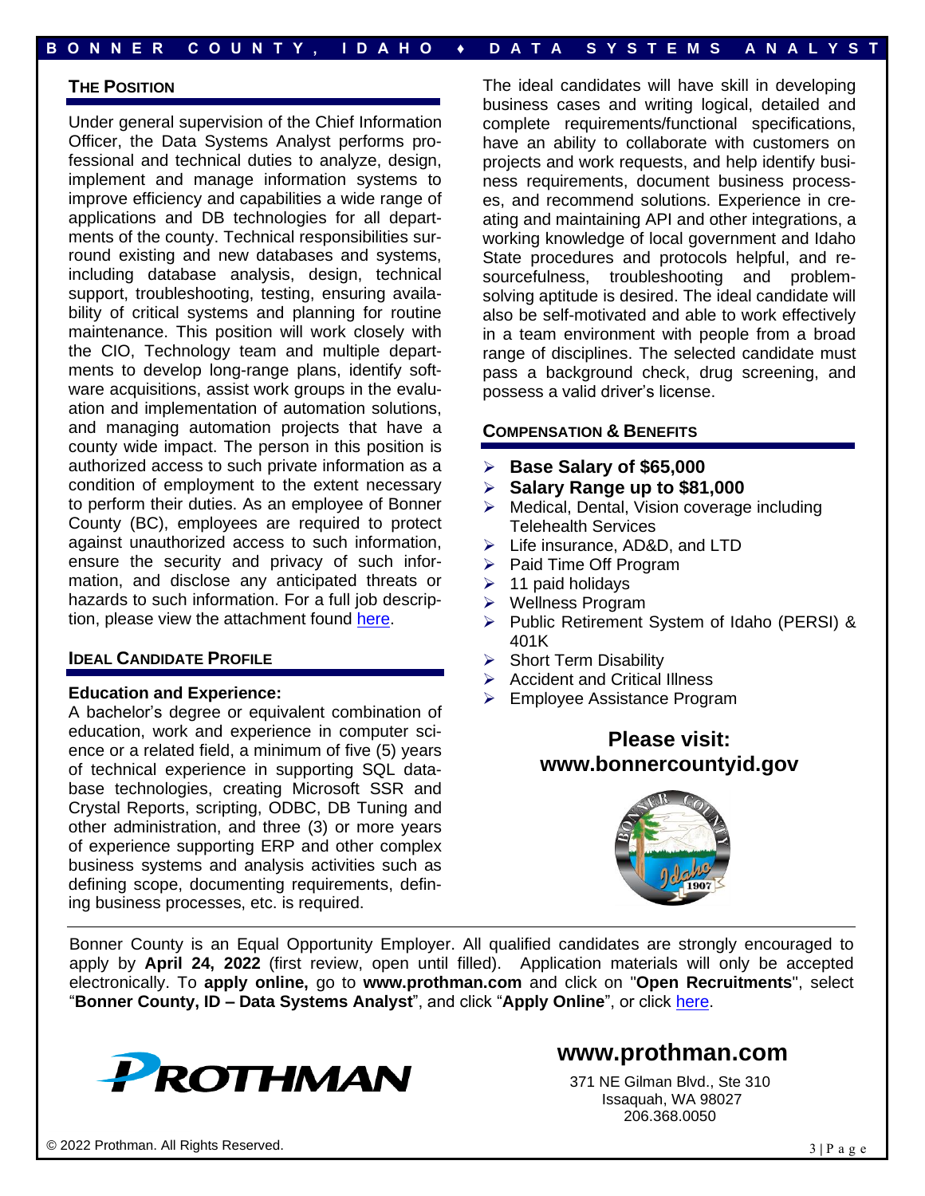## THE POSITION

Under general supervision of the Chief Information Officer, the Data Systems Analyst performs professional and technical duties to analyze, design, implement and manage information systems to improve efficiency and capabilities a wide range of applications and DB technologies for all departments of the county. Technical responsibilities surround existing and new databases and systems, including database analysis, design, technical support, troubleshooting, testing, ensuring availability of critical systems and planning for routine maintenance. This position will work closely with the CIO, Technology team and multiple departments to develop long-range plans, identify software acquisitions, assist work groups in the evaluation and implementation of automation solutions, and managing automation projects that have a county wide impact. The person in this position is authorized access to such private information as a condition of employment to the extent necessary to perform their duties. As an employee of Bonner County (BC), employees are required to protect against unauthorized access to such information, ensure the security and privacy of such information, and disclose any anticipated threats or hazards to such information. For a full job description, please view the attachment found here.

## IDEAL CANDIDATE PROFILE

**Education and Experience:**

A bachelor's degree or equivalent combination of education, work and experience in computer science or a related field, a minimum of five (5) years of technical experience in supporting SQL database technologies, creating Microsoft SSR and Crystal Reports, scripting, ODBC, DB Tuning and other administration, and three (3) or more years of experience supporting ERP and other complex business systems and analysis activities such as defining scope, documenting requirements, defining business processes, etc. is required.

The ideal candidates will have skill in developing business cases and writing logical, detailed and complete requirements/functional specifications, have an ability to collaborate with customers on projects and work requests, and help identify business requirements, document business processes, and recommend solutions. Experience in creating and maintaining API and other integrations, a working knowledge of local government and Idaho State procedures and protocols helpful, and resourcefulness, troubleshooting and problem-solving aptitude is desired. The ideal candidate will also be self-motivated and able to work effectively in a team environment with people from a broad range of disciplines. The selected candidate must pass a background check, drug screening, and possess a valid driver's license.

## COMPENSATION & BENEFITS

- **Base Salary of $65,000**
- **Salary Range up to $81,000**
- Medical, Dental, Vision coverage including Telehealth Services
- Life insurance, AD&D, and LTD
- Paid Time Off Program
- 11 paid holidays
- Wellness Program
- Public Retirement System of Idaho (PERSI) & 401K
- Short Term Disability
- Accident and Critical Illness
- Employee Assistance Program

**Please visit: www.bonnercountyid.gov**

Bonner County is an Equal Opportunity Employer. All qualified candidates are strongly encouraged to apply by **April 24, 2022** (first review, open until filled). Application materials will only be accepted electronically. To **apply online,** go to **www.prothman.com** and click on "**Open Recruitments**", select "**Bonner County, ID – Data Systems Analyst**", and click "**Apply Online**", or click here.

PROTHMAN

**www.prothman.com**

371 NE Gilman Blvd., Ste 310
Issaquah, WA 98027
206.368.0050

© 2022 Prothman. All Rights Reserved.